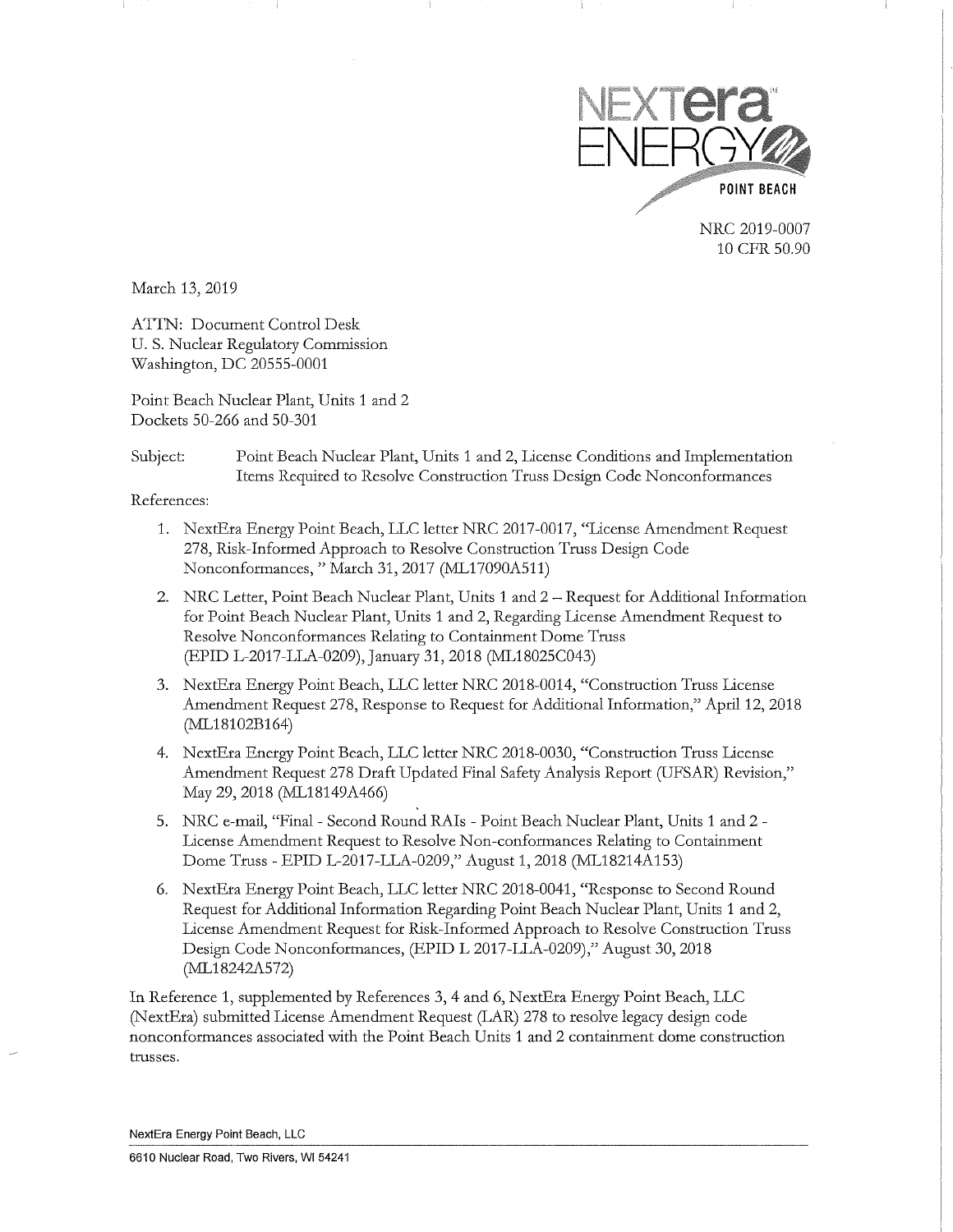NEXTera ENERGY POINT BEACH

NRC 2019-0007
10 CFR 50.90

March 13, 2019

ATTN: Document Control Desk
U. S. Nuclear Regulatory Commission
Washington, DC 20555-0001

Point Beach Nuclear Plant, Units 1 and 2
Dockets 50-266 and 50-301

Subject: Point Beach Nuclear Plant, Units 1 and 2, License Conditions and Implementation Items Required to Resolve Construction Truss Design Code Nonconformances

References:

1. NextEra Energy Point Beach, LLC letter NRC 2017-0017, "License Amendment Request 278, Risk-Informed Approach to Resolve Construction Truss Design Code Nonconformances," March 31, 2017 (ML17090A511)
2. NRC Letter, Point Beach Nuclear Plant, Units 1 and 2 – Request for Additional Information for Point Beach Nuclear Plant, Units 1 and 2, Regarding License Amendment Request to Resolve Nonconformances Relating to Containment Dome Truss (EPID L-2017-LLA-0209), January 31, 2018 (ML18025C043)
3. NextEra Energy Point Beach, LLC letter NRC 2018-0014, "Construction Truss License Amendment Request 278, Response to Request for Additional Information," April 12, 2018 (ML18102B164)
4. NextEra Energy Point Beach, LLC letter NRC 2018-0030, "Construction Truss License Amendment Request 278 Draft Updated Final Safety Analysis Report (UFSAR) Revision," May 29, 2018 (ML18149A466)
5. NRC e-mail, "Final - Second Round RAIs - Point Beach Nuclear Plant, Units 1 and 2 - License Amendment Request to Resolve Non-conformances Relating to Containment Dome Truss - EPID L-2017-LLA-0209," August 1, 2018 (ML18214A153)
6. NextEra Energy Point Beach, LLC letter NRC 2018-0041, "Response to Second Round Request for Additional Information Regarding Point Beach Nuclear Plant, Units 1 and 2, License Amendment Request for Risk-Informed Approach to Resolve Construction Truss Design Code Nonconformances, (EPID L 2017-LLA-0209)," August 30, 2018 (ML18242A572)

In Reference 1, supplemented by References 3, 4 and 6, NextEra Energy Point Beach, LLC (NextEra) submitted License Amendment Request (LAR) 278 to resolve legacy design code nonconformances associated with the Point Beach Units 1 and 2 containment dome construction trusses.

NextEra Energy Point Beach, LLC
6610 Nuclear Road, Two Rivers, WI 54241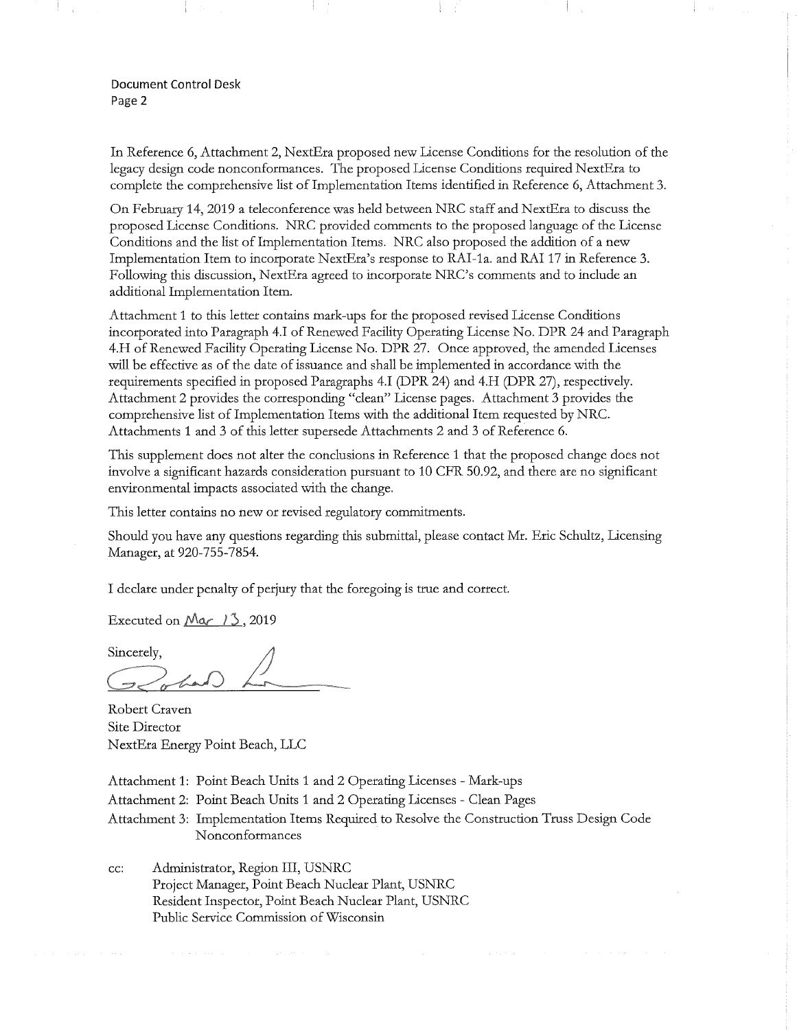In Reference 6, Attachment 2, NextEra proposed new License Conditions for the resolution of the legacy design code nonconformances. The proposed License Conditions required NextEra to complete the comprehensive list of Implementation Items identified in Reference 6, Attachment 3.

On February 14, 2019 a teleconference was held between NRC staff and NextEra to discuss the proposed License Conditions. NRC provided comments to the proposed language of the License Conditions and the list of Implementation Items. NRC also proposed the addition of a new Implementation Item to incorporate NextEra's response to RAI-1a. and RAI 17 in Reference 3. Following this discussion, NextEra agreed to incorporate NRC's comments and to include an additional Implementation Item.

Attachment 1 to this letter contains mark-ups for the proposed revised License Conditions incorporated into Paragraph 4.I of Renewed Facility Operating License No. DPR 24 and Paragraph 4.H of Renewed Facility Operating License No. DPR 27. Once approved, the amended Licenses will be effective as of the date of issuance and shall be implemented in accordance with the requirements specified in proposed Paragraphs 4.I (DPR 24) and 4.H (DPR 27), respectively. Attachment 2 provides the corresponding "clean" License pages. Attachment 3 provides the comprehensive list of Implementation Items with the additional Item requested by NRC. Attachments 1 and 3 of this letter supersede Attachments 2 and 3 of Reference 6.

This supplement does not alter the conclusions in Reference 1 that the proposed change does not involve a significant hazards consideration pursuant to 10 CFR 50.92, and there are no significant environmental impacts associated with the change.

This letter contains no new or revised regulatory commitments.

Should you have any questions regarding this submittal, please contact Mr. Eric Schultz, Licensing Manager, at 920-755-7854.

I declare under penalty of perjury that the foregoing is true and correct.

Executed on Mar 13, 2019

Sincerely,

Robert Craven
Site Director
NextEra Energy Point Beach, LLC

Attachment 1: Point Beach Units 1 and 2 Operating Licenses - Mark-ups
Attachment 2: Point Beach Units 1 and 2 Operating Licenses - Clean Pages
Attachment 3: Implementation Items Required to Resolve the Construction Truss Design Code Nonconformances

cc: Administrator, Region III, USNRC
Project Manager, Point Beach Nuclear Plant, USNRC
Resident Inspector, Point Beach Nuclear Plant, USNRC
Public Service Commission of Wisconsin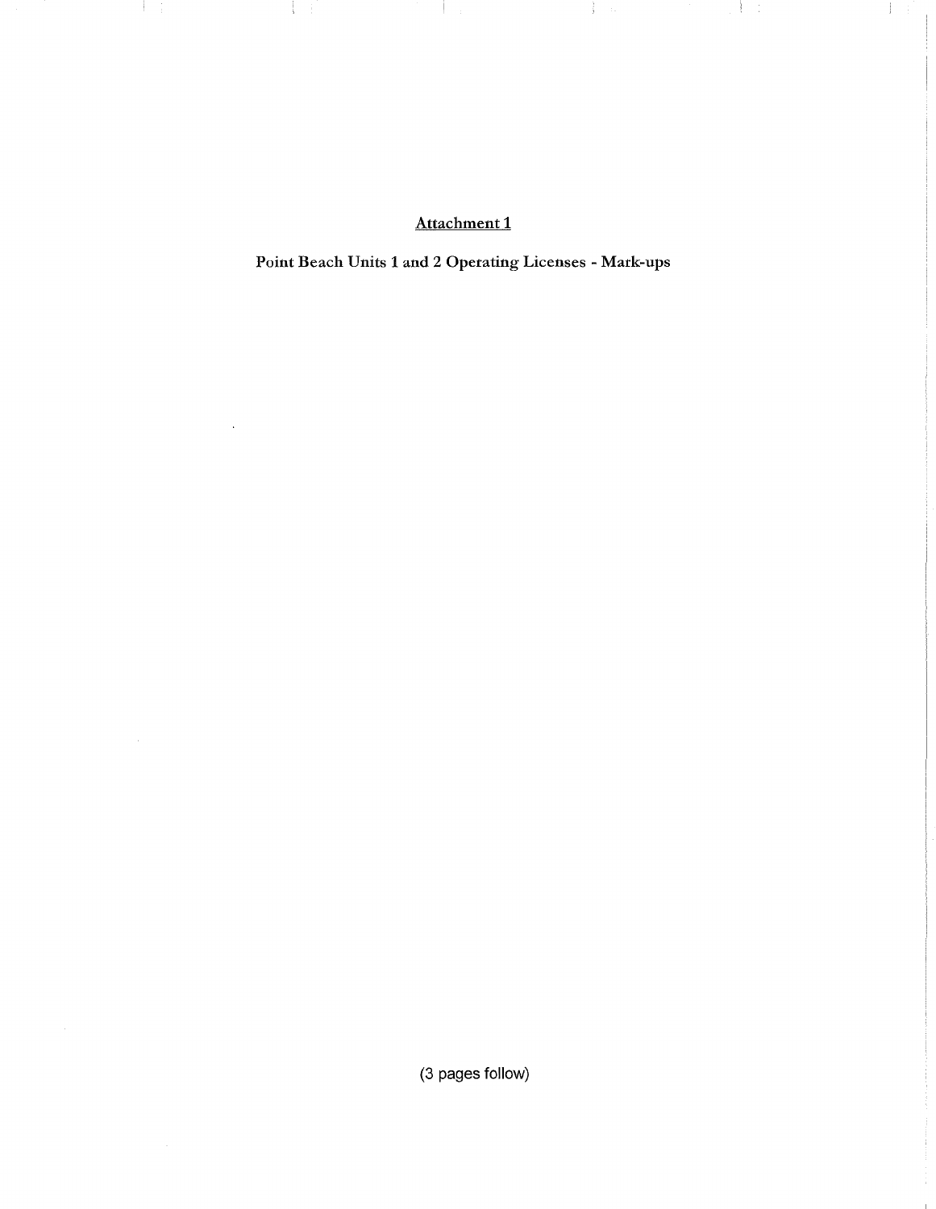Attachment 1

**Point Beach Units 1 and 2 Operating Licenses - Mark-ups**

(3 pages follow)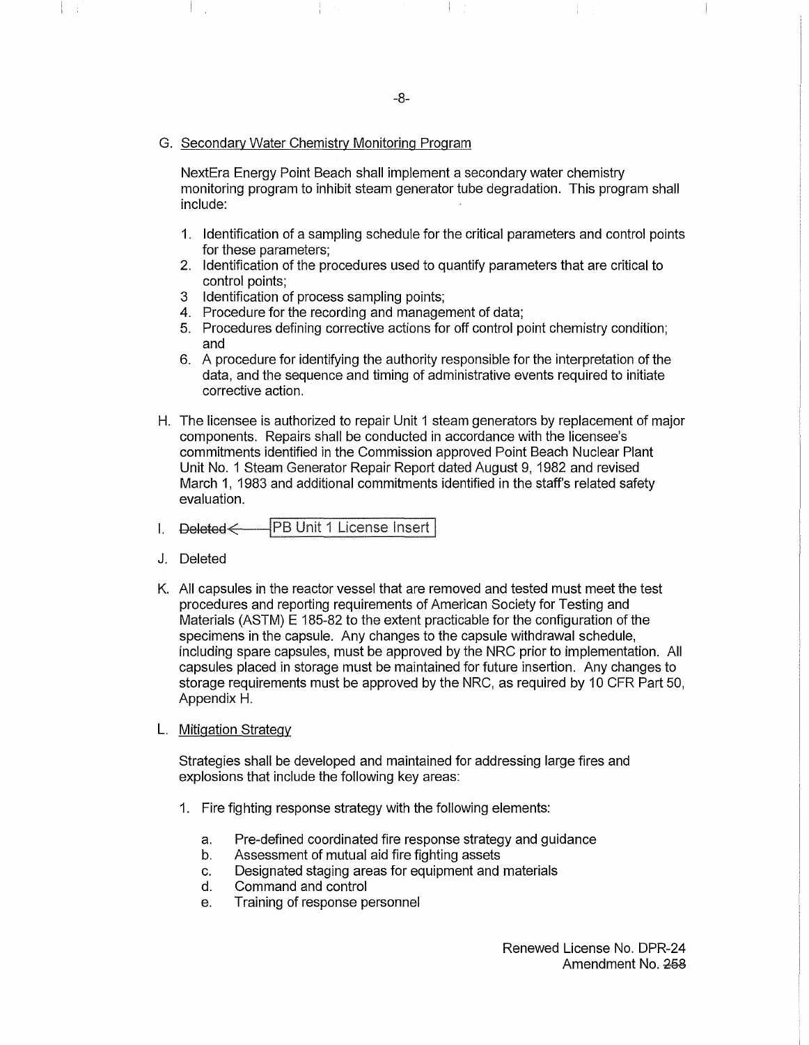G. Secondary Water Chemistry Monitoring Program

NextEra Energy Point Beach shall implement a secondary water chemistry monitoring program to inhibit steam generator tube degradation. This program shall include:

1. Identification of a sampling schedule for the critical parameters and control points for these parameters;
2. Identification of the procedures used to quantify parameters that are critical to control points;
3. Identification of process sampling points;
4. Procedure for the recording and management of data;
5. Procedures defining corrective actions for off control point chemistry condition; and
6. A procedure for identifying the authority responsible for the interpretation of the data, and the sequence and timing of administrative events required to initiate corrective action.

H. The licensee is authorized to repair Unit 1 steam generators by replacement of major components. Repairs shall be conducted in accordance with the licensee's commitments identified in the Commission approved Point Beach Nuclear Plant Unit No. 1 Steam Generator Repair Report dated August 9, 1982 and revised March 1, 1983 and additional commitments identified in the staff's related safety evaluation.

I. ~~Deleted~~ ← PB Unit 1 License Insert

J. Deleted

K. All capsules in the reactor vessel that are removed and tested must meet the test procedures and reporting requirements of American Society for Testing and Materials (ASTM) E 185-82 to the extent practicable for the configuration of the specimens in the capsule. Any changes to the capsule withdrawal schedule, including spare capsules, must be approved by the NRC prior to implementation. All capsules placed in storage must be maintained for future insertion. Any changes to storage requirements must be approved by the NRC, as required by 10 CFR Part 50, Appendix H.

L. Mitigation Strategy

Strategies shall be developed and maintained for addressing large fires and explosions that include the following key areas:

1. Fire fighting response strategy with the following elements:
   a. Pre-defined coordinated fire response strategy and guidance
   b. Assessment of mutual aid fire fighting assets
   c. Designated staging areas for equipment and materials
   d. Command and control
   e. Training of response personnel

Renewed License No. DPR-24
Amendment No. ~~258~~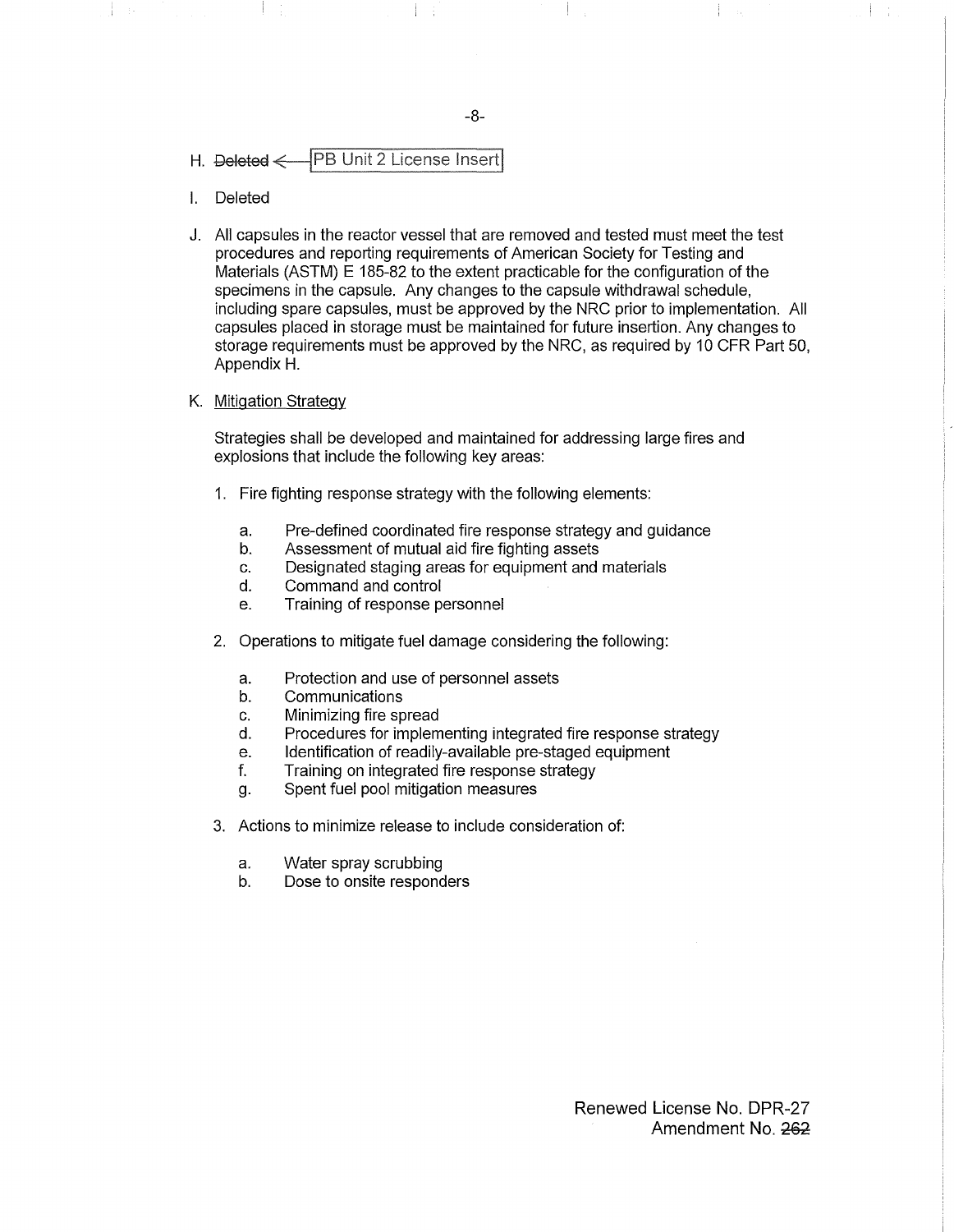H. ~~Deleted~~ ← PB Unit 2 License Insert

I. Deleted

J. All capsules in the reactor vessel that are removed and tested must meet the test procedures and reporting requirements of American Society for Testing and Materials (ASTM) E 185-82 to the extent practicable for the configuration of the specimens in the capsule. Any changes to the capsule withdrawal schedule, including spare capsules, must be approved by the NRC prior to implementation. All capsules placed in storage must be maintained for future insertion. Any changes to storage requirements must be approved by the NRC, as required by 10 CFR Part 50, Appendix H.

K. <u>Mitigation Strategy</u>

Strategies shall be developed and maintained for addressing large fires and explosions that include the following key areas:

1. Fire fighting response strategy with the following elements:

   a. Pre-defined coordinated fire response strategy and guidance
   b. Assessment of mutual aid fire fighting assets
   c. Designated staging areas for equipment and materials
   d. Command and control
   e. Training of response personnel

2. Operations to mitigate fuel damage considering the following:

   a. Protection and use of personnel assets
   b. Communications
   c. Minimizing fire spread
   d. Procedures for implementing integrated fire response strategy
   e. Identification of readily-available pre-staged equipment
   f. Training on integrated fire response strategy
   g. Spent fuel pool mitigation measures

3. Actions to minimize release to include consideration of:

   a. Water spray scrubbing
   b. Dose to onsite responders

Renewed License No. DPR-27
Amendment No. ~~262~~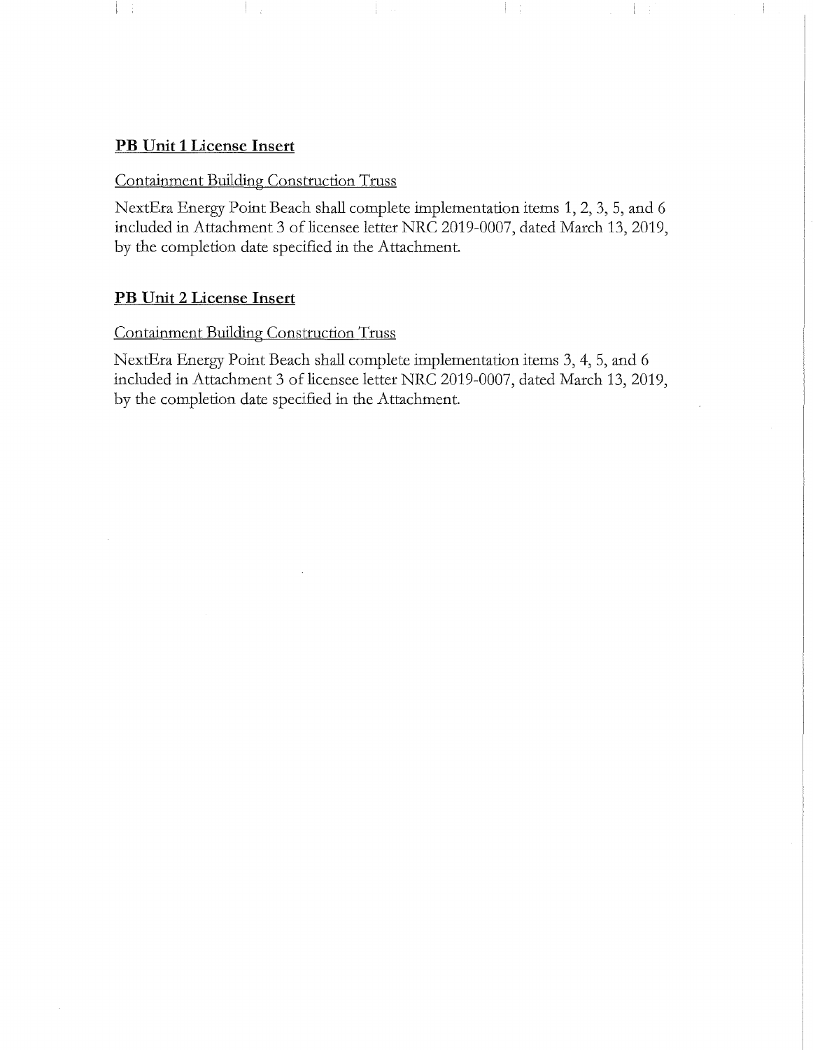**PB Unit 1 License Insert**

Containment Building Construction Truss

NextEra Energy Point Beach shall complete implementation items 1, 2, 3, 5, and 6 included in Attachment 3 of licensee letter NRC 2019-0007, dated March 13, 2019, by the completion date specified in the Attachment.

**PB Unit 2 License Insert**

Containment Building Construction Truss

NextEra Energy Point Beach shall complete implementation items 3, 4, 5, and 6 included in Attachment 3 of licensee letter NRC 2019-0007, dated March 13, 2019, by the completion date specified in the Attachment.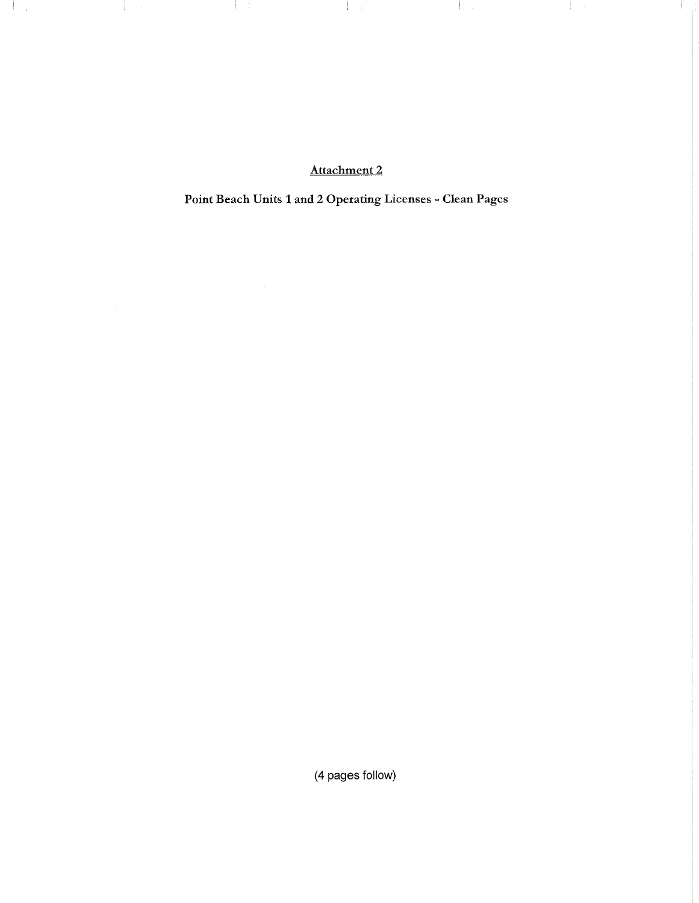Attachment 2

**Point Beach Units 1 and 2 Operating Licenses - Clean Pages**

(4 pages follow)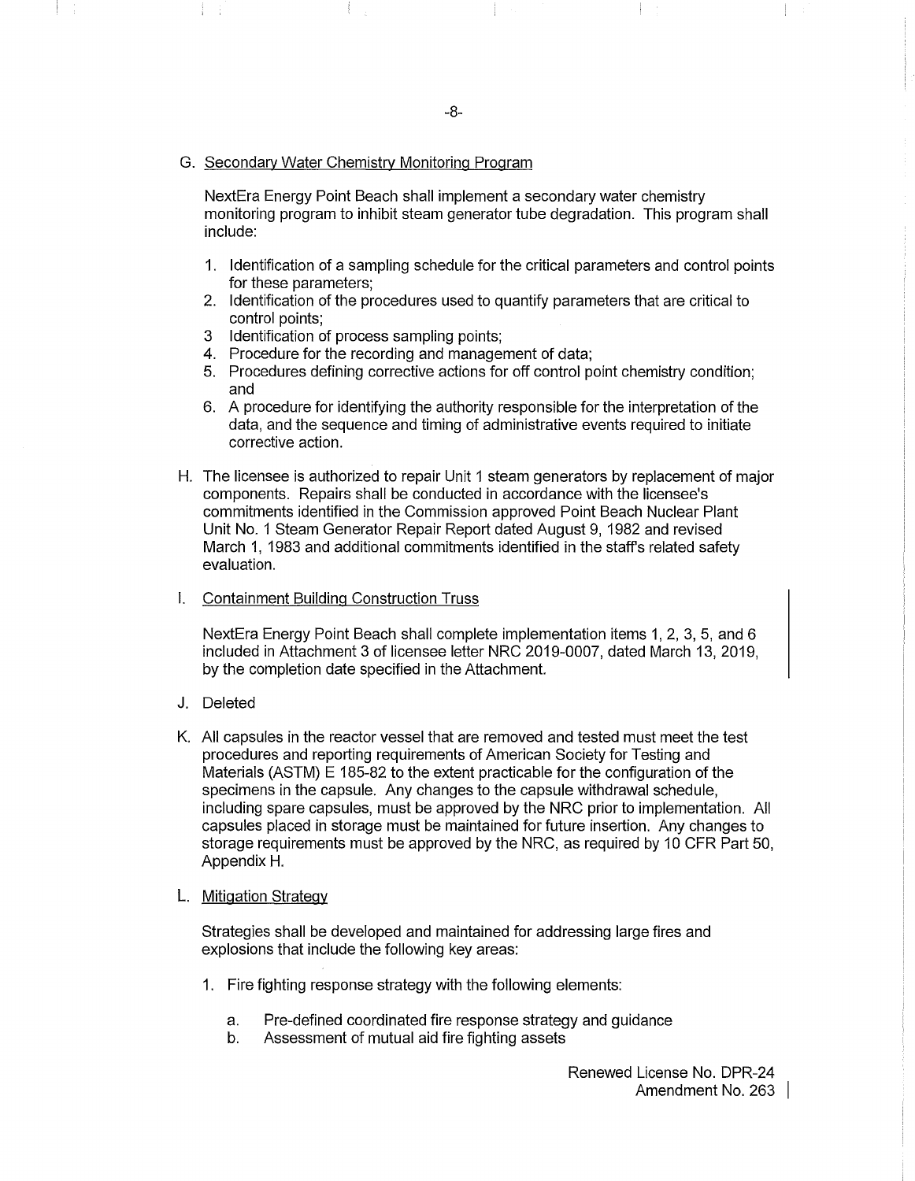G. Secondary Water Chemistry Monitoring Program

NextEra Energy Point Beach shall implement a secondary water chemistry monitoring program to inhibit steam generator tube degradation. This program shall include:

1. Identification of a sampling schedule for the critical parameters and control points for these parameters;
2. Identification of the procedures used to quantify parameters that are critical to control points;
3. Identification of process sampling points;
4. Procedure for the recording and management of data;
5. Procedures defining corrective actions for off control point chemistry condition; and
6. A procedure for identifying the authority responsible for the interpretation of the data, and the sequence and timing of administrative events required to initiate corrective action.

H. The licensee is authorized to repair Unit 1 steam generators by replacement of major components. Repairs shall be conducted in accordance with the licensee's commitments identified in the Commission approved Point Beach Nuclear Plant Unit No. 1 Steam Generator Repair Report dated August 9, 1982 and revised March 1, 1983 and additional commitments identified in the staff's related safety evaluation.

I. Containment Building Construction Truss

NextEra Energy Point Beach shall complete implementation items 1, 2, 3, 5, and 6 included in Attachment 3 of licensee letter NRC 2019-0007, dated March 13, 2019, by the completion date specified in the Attachment.

J. Deleted

K. All capsules in the reactor vessel that are removed and tested must meet the test procedures and reporting requirements of American Society for Testing and Materials (ASTM) E 185-82 to the extent practicable for the configuration of the specimens in the capsule. Any changes to the capsule withdrawal schedule, including spare capsules, must be approved by the NRC prior to implementation. All capsules placed in storage must be maintained for future insertion. Any changes to storage requirements must be approved by the NRC, as required by 10 CFR Part 50, Appendix H.

L. Mitigation Strategy

Strategies shall be developed and maintained for addressing large fires and explosions that include the following key areas:

1. Fire fighting response strategy with the following elements:

   a. Pre-defined coordinated fire response strategy and guidance
   b. Assessment of mutual aid fire fighting assets

Renewed License No. DPR-24
Amendment No. 263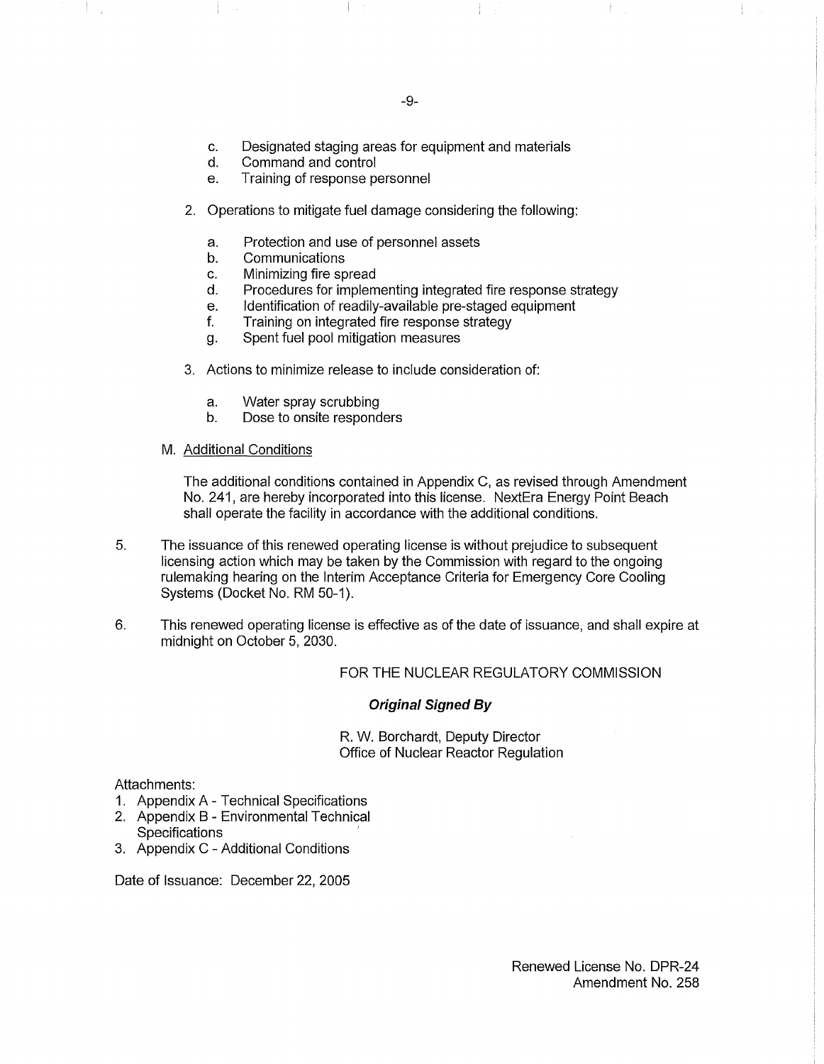c. Designated staging areas for equipment and materials
d. Command and control
e. Training of response personnel

2. Operations to mitigate fuel damage considering the following:

   a. Protection and use of personnel assets
   b. Communications
   c. Minimizing fire spread
   d. Procedures for implementing integrated fire response strategy
   e. Identification of readily-available pre-staged equipment
   f. Training on integrated fire response strategy
   g. Spent fuel pool mitigation measures

3. Actions to minimize release to include consideration of:

   a. Water spray scrubbing
   b. Dose to onsite responders

M. Additional Conditions

The additional conditions contained in Appendix C, as revised through Amendment No. 241, are hereby incorporated into this license. NextEra Energy Point Beach shall operate the facility in accordance with the additional conditions.

5. The issuance of this renewed operating license is without prejudice to subsequent licensing action which may be taken by the Commission with regard to the ongoing rulemaking hearing on the Interim Acceptance Criteria for Emergency Core Cooling Systems (Docket No. RM 50-1).

6. This renewed operating license is effective as of the date of issuance, and shall expire at midnight on October 5, 2030.

FOR THE NUCLEAR REGULATORY COMMISSION

***Original Signed By***

R. W. Borchardt, Deputy Director
Office of Nuclear Reactor Regulation

Attachments:
1. Appendix A - Technical Specifications
2. Appendix B - Environmental Technical Specifications
3. Appendix C - Additional Conditions

Date of Issuance: December 22, 2005

Renewed License No. DPR-24
Amendment No. 258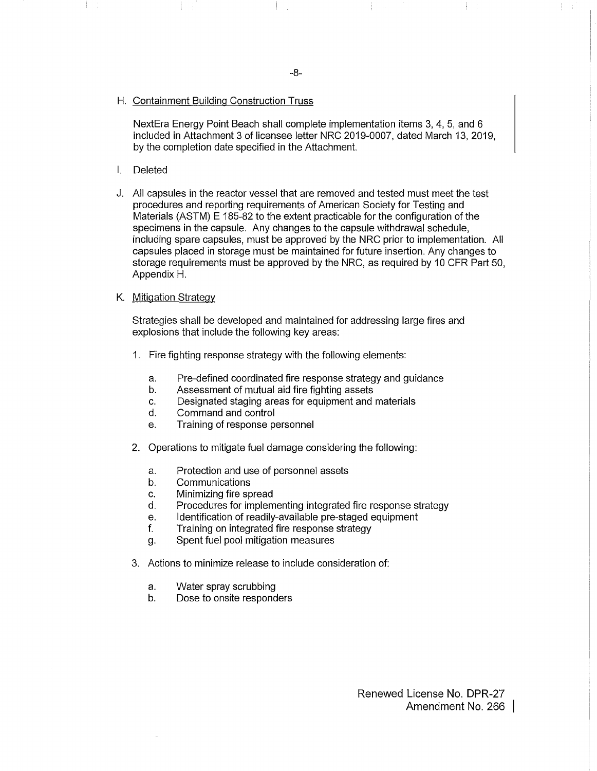H. <u>Containment Building Construction Truss</u>

NextEra Energy Point Beach shall complete implementation items 3, 4, 5, and 6 included in Attachment 3 of licensee letter NRC 2019-0007, dated March 13, 2019, by the completion date specified in the Attachment.

I. Deleted

J. All capsules in the reactor vessel that are removed and tested must meet the test procedures and reporting requirements of American Society for Testing and Materials (ASTM) E 185-82 to the extent practicable for the configuration of the specimens in the capsule. Any changes to the capsule withdrawal schedule, including spare capsules, must be approved by the NRC prior to implementation. All capsules placed in storage must be maintained for future insertion. Any changes to storage requirements must be approved by the NRC, as required by 10 CFR Part 50, Appendix H.

K. <u>Mitigation Strategy</u>

Strategies shall be developed and maintained for addressing large fires and explosions that include the following key areas:

1. Fire fighting response strategy with the following elements:
   a. Pre-defined coordinated fire response strategy and guidance
   b. Assessment of mutual aid fire fighting assets
   c. Designated staging areas for equipment and materials
   d. Command and control
   e. Training of response personnel

2. Operations to mitigate fuel damage considering the following:
   a. Protection and use of personnel assets
   b. Communications
   c. Minimizing fire spread
   d. Procedures for implementing integrated fire response strategy
   e. Identification of readily-available pre-staged equipment
   f. Training on integrated fire response strategy
   g. Spent fuel pool mitigation measures

3. Actions to minimize release to include consideration of:
   a. Water spray scrubbing
   b. Dose to onsite responders

Renewed License No. DPR-27
Amendment No. 266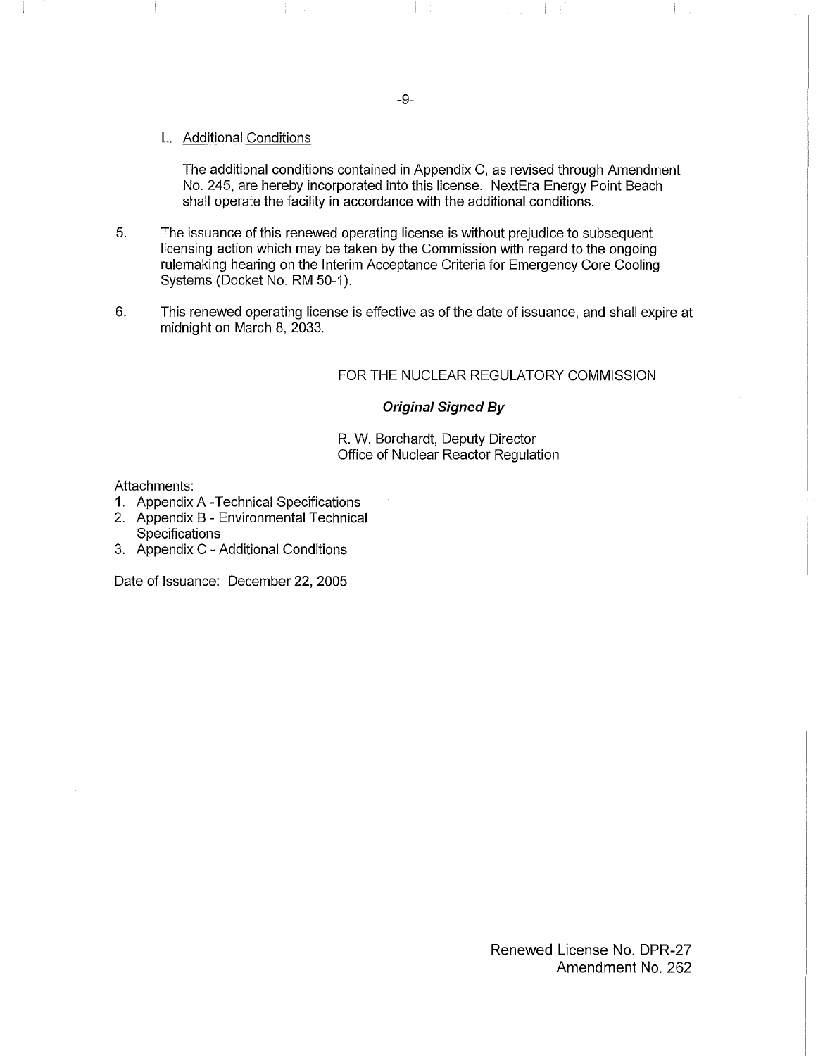L. Additional Conditions

The additional conditions contained in Appendix C, as revised through Amendment No. 245, are hereby incorporated into this license. NextEra Energy Point Beach shall operate the facility in accordance with the additional conditions.

5. The issuance of this renewed operating license is without prejudice to subsequent licensing action which may be taken by the Commission with regard to the ongoing rulemaking hearing on the Interim Acceptance Criteria for Emergency Core Cooling Systems (Docket No. RM 50-1).

6. This renewed operating license is effective as of the date of issuance, and shall expire at midnight on March 8, 2033.

FOR THE NUCLEAR REGULATORY COMMISSION

***Original Signed By***

R. W. Borchardt, Deputy Director
Office of Nuclear Reactor Regulation

Attachments:
1. Appendix A -Technical Specifications
2. Appendix B - Environmental Technical Specifications
3. Appendix C - Additional Conditions

Date of Issuance: December 22, 2005

Renewed License No. DPR-27
Amendment No. 262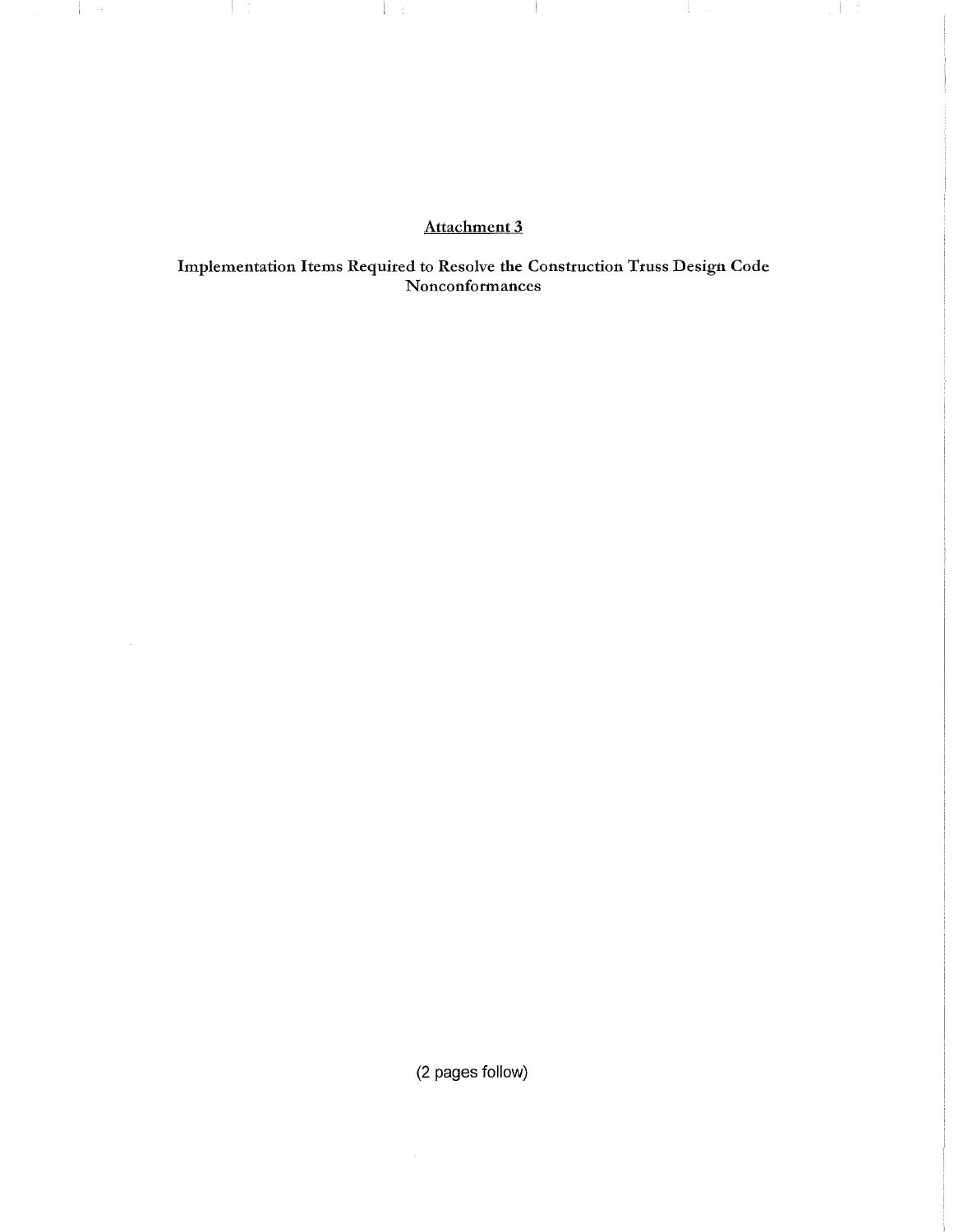# Attachment 3

## Implementation Items Required to Resolve the Construction Truss Design Code Nonconformances

(2 pages follow)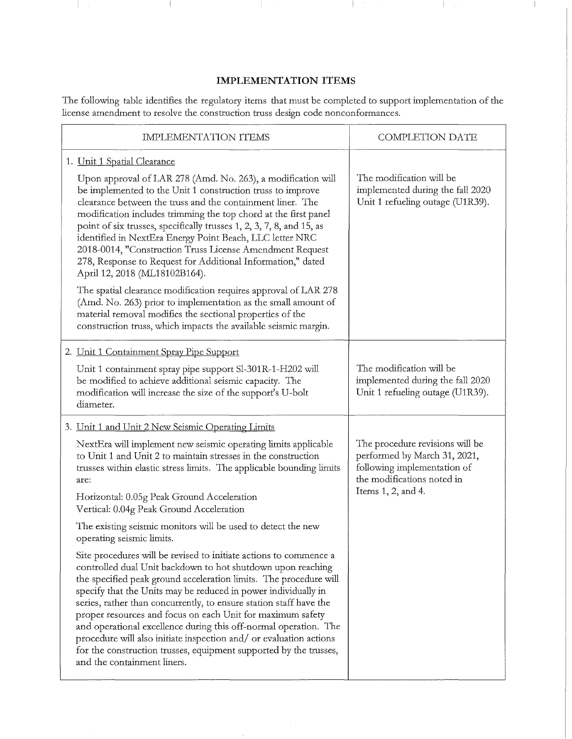## IMPLEMENTATION ITEMS

The following table identifies the regulatory items that must be completed to support implementation of the license amendment to resolve the construction truss design code nonconformances.

| IMPLEMENTATION ITEMS | COMPLETION DATE |
|---|---|
| 1. Unit 1 Spatial Clearance<br><br>Upon approval of LAR 278 (Amd. No. 263), a modification will be implemented to the Unit 1 construction truss to improve clearance between the truss and the containment liner. The modification includes trimming the top chord at the first panel point of six trusses, specifically trusses 1, 2, 3, 7, 8, and 15, as identified in NextEra Energy Point Beach, LLC letter NRC 2018-0014, "Construction Truss License Amendment Request 278, Response to Request for Additional Information," dated April 12, 2018 (ML18102B164).<br><br>The spatial clearance modification requires approval of LAR 278 (Amd. No. 263) prior to implementation as the small amount of material removal modifies the sectional properties of the construction truss, which impacts the available seismic margin. | The modification will be implemented during the fall 2020 Unit 1 refueling outage (U1R39). |
| 2. Unit 1 Containment Spray Pipe Support<br><br>Unit 1 containment spray pipe support SI-301R-1-H202 will be modified to achieve additional seismic capacity. The modification will increase the size of the support's U-bolt diameter. | The modification will be implemented during the fall 2020 Unit 1 refueling outage (U1R39). |
| 3. Unit 1 and Unit 2 New Seismic Operating Limits<br><br>NextEra will implement new seismic operating limits applicable to Unit 1 and Unit 2 to maintain stresses in the construction trusses within elastic stress limits. The applicable bounding limits are:<br><br>Horizontal: 0.05g Peak Ground Acceleration<br>Vertical: 0.04g Peak Ground Acceleration<br><br>The existing seismic monitors will be used to detect the new operating seismic limits.<br><br>Site procedures will be revised to initiate actions to commence a controlled dual Unit backdown to hot shutdown upon reaching the specified peak ground acceleration limits. The procedure will specify that the Units may be reduced in power individually in series, rather than concurrently, to ensure station staff have the proper resources and focus on each Unit for maximum safety and operational excellence during this off-normal operation. The procedure will also initiate inspection and/ or evaluation actions for the construction trusses, equipment supported by the trusses, and the containment liners. | The procedure revisions will be performed by March 31, 2021, following implementation of the modifications noted in Items 1, 2, and 4. |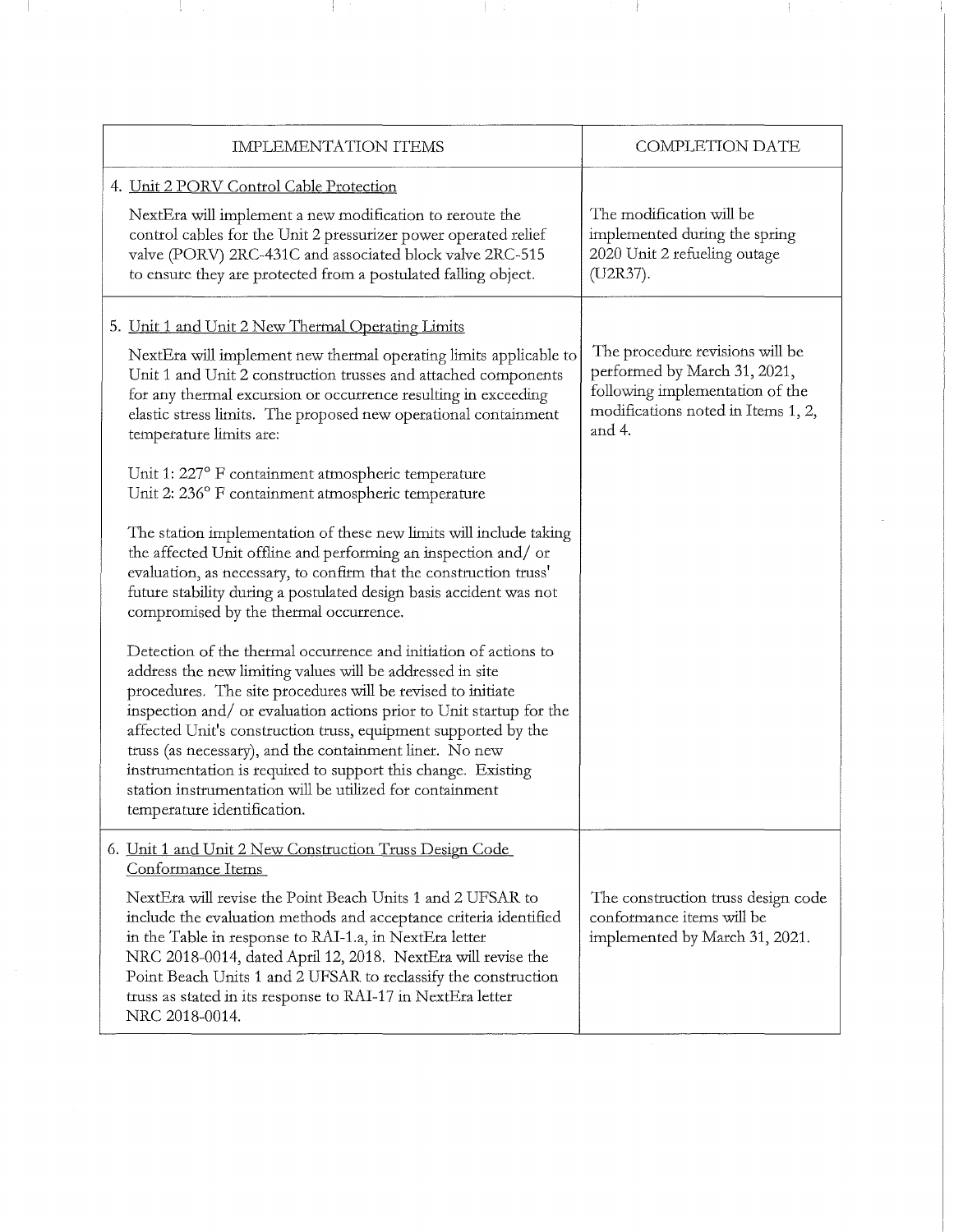| IMPLEMENTATION ITEMS | COMPLETION DATE |
|---|---|
| 4. Unit 2 PORV Control Cable Protection<br><br>NextEra will implement a new modification to reroute the control cables for the Unit 2 pressurizer power operated relief valve (PORV) 2RC-431C and associated block valve 2RC-515 to ensure they are protected from a postulated falling object. | The modification will be implemented during the spring 2020 Unit 2 refueling outage (U2R37). |
| 5. Unit 1 and Unit 2 New Thermal Operating Limits<br><br>NextEra will implement new thermal operating limits applicable to Unit 1 and Unit 2 construction trusses and attached components for any thermal excursion or occurrence resulting in exceeding elastic stress limits. The proposed new operational containment temperature limits are:<br><br>Unit 1: 227° F containment atmospheric temperature<br>Unit 2: 236° F containment atmospheric temperature<br><br>The station implementation of these new limits will include taking the affected Unit offline and performing an inspection and/ or evaluation, as necessary, to confirm that the construction truss' future stability during a postulated design basis accident was not compromised by the thermal occurrence.<br><br>Detection of the thermal occurrence and initiation of actions to address the new limiting values will be addressed in site procedures. The site procedures will be revised to initiate inspection and/ or evaluation actions prior to Unit startup for the affected Unit's construction truss, equipment supported by the truss (as necessary), and the containment liner. No new instrumentation is required to support this change. Existing station instrumentation will be utilized for containment temperature identification. | The procedure revisions will be performed by March 31, 2021, following implementation of the modifications noted in Items 1, 2, and 4. |
| 6. Unit 1 and Unit 2 New Construction Truss Design Code Conformance Items<br><br>NextEra will revise the Point Beach Units 1 and 2 UFSAR to include the evaluation methods and acceptance criteria identified in the Table in response to RAI-1.a, in NextEra letter NRC 2018-0014, dated April 12, 2018. NextEra will revise the Point Beach Units 1 and 2 UFSAR to reclassify the construction truss as stated in its response to RAI-17 in NextEra letter NRC 2018-0014. | The construction truss design code conformance items will be implemented by March 31, 2021. |